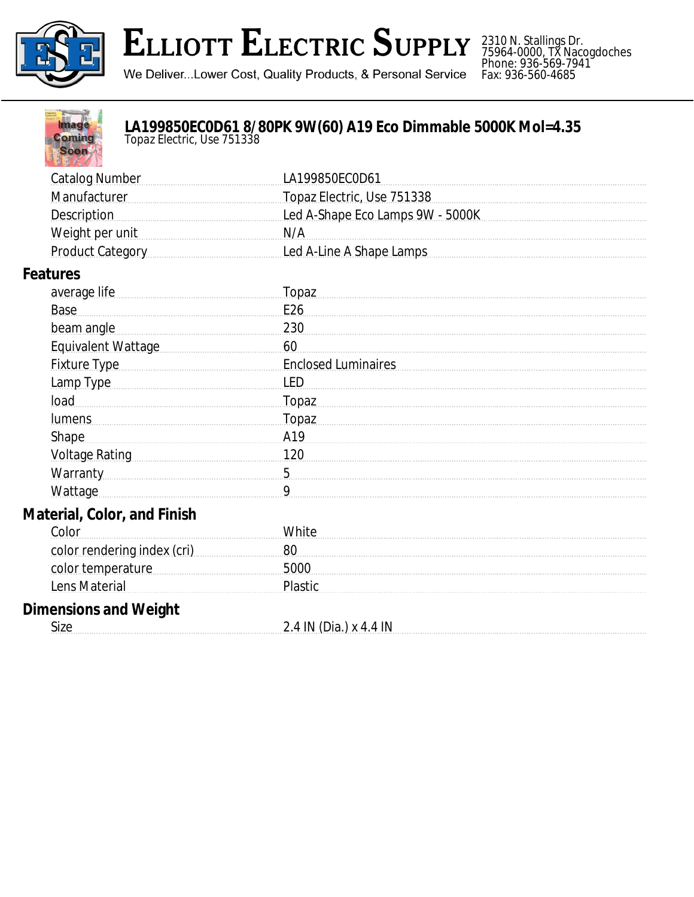# Elliott Electric Supply

We Deliver...Lower Cost, Quality Products, & Personal Service

2310 N. Stallings Dr.
75964-0000, TX Nacogdoches
Phone: 936-569-7941
Fax: 936-560-4685

## LA199850EC0D61 8/80PK 9W(60) A19 Eco Dimmable 5000K Mol=4.35

Topaz Electric, Use 751338

| | |
|---|---|
| Catalog Number | LA199850EC0D61 |
| Manufacturer | Topaz Electric, Use 751338 |
| Description | Led A-Shape Eco Lamps 9W - 5000K |
| Weight per unit | N/A |
| Product Category | Led A-Line A Shape Lamps |

### Features

| | |
|---|---|
| average life | Topaz |
| Base | E26 |
| beam angle | 230 |
| Equivalent Wattage | 60 |
| Fixture Type | Enclosed Luminaires |
| Lamp Type | LED |
| load | Topaz |
| lumens | Topaz |
| Shape | A19 |
| Voltage Rating | 120 |
| Warranty | 5 |
| Wattage | 9 |

### Material, Color, and Finish

| | |
|---|---|
| Color | White |
| color rendering index (cri) | 80 |
| color temperature | 5000 |
| Lens Material | Plastic |

### Dimensions and Weight

| | |
|---|---|
| Size | 2.4 IN (Dia.) x 4.4 IN |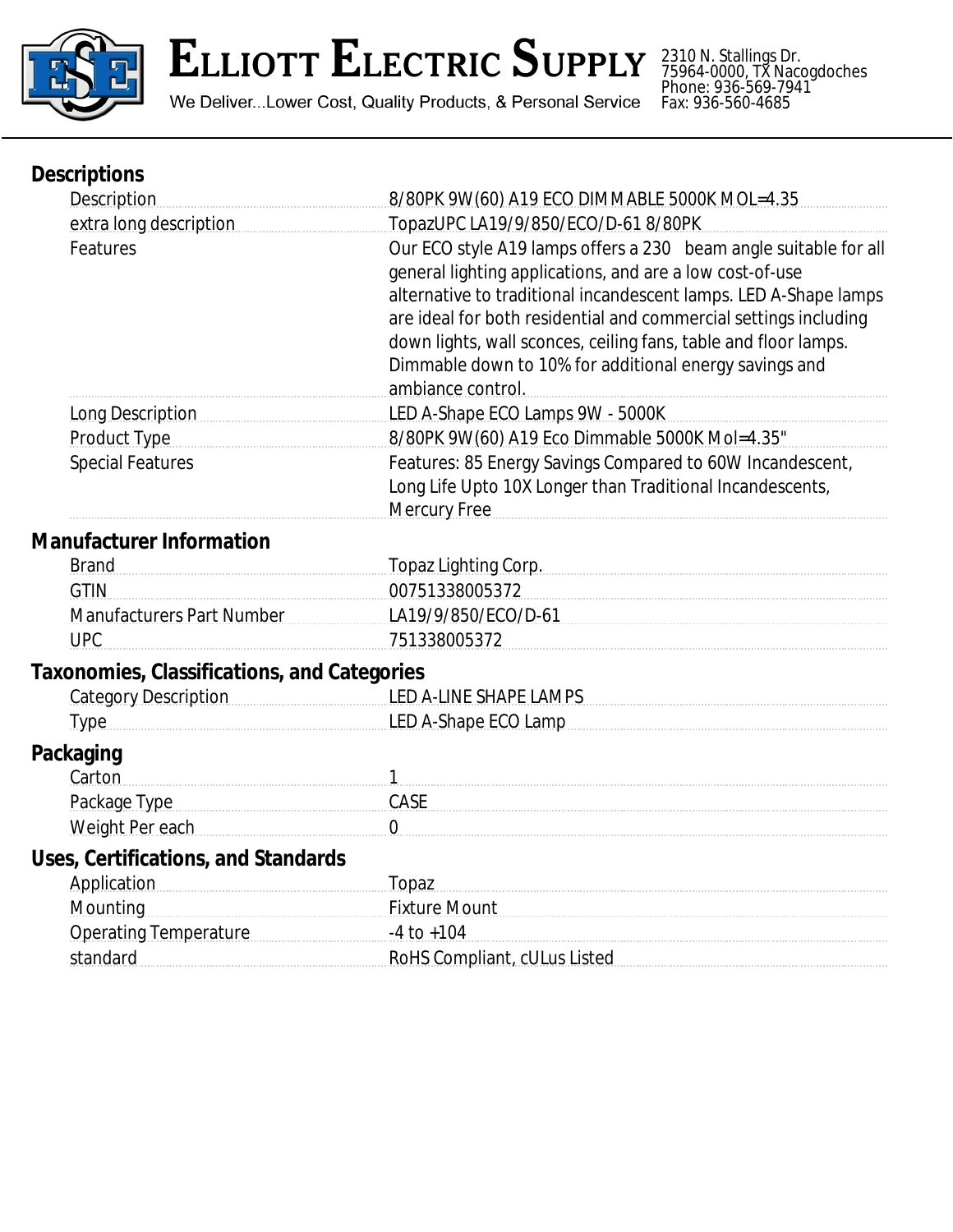# ELLIOTT ELECTRIC SUPPLY

We Deliver...Lower Cost, Quality Products, & Personal Service

2310 N. Stallings Dr.
75964-0000, TX Nacogdoches
Phone: 936-569-7941
Fax: 936-560-4685

## Descriptions

| | |
|---|---|
| Description | 8/80PK 9W(60) A19 ECO DIMMABLE 5000K MOL=4.35 |
| extra long description | TopazUPC LA19/9/850/ECO/D-61 8/80PK |
| Features | Our ECO style A19 lamps offers a 230 beam angle suitable for all general lighting applications, and are a low cost-of-use alternative to traditional incandescent lamps. LED A-Shape lamps are ideal for both residential and commercial settings including down lights, wall sconces, ceiling fans, table and floor lamps. Dimmable down to 10% for additional energy savings and ambiance control. |
| Long Description | LED A-Shape ECO Lamps 9W - 5000K |
| Product Type | 8/80PK 9W(60) A19 Eco Dimmable 5000K Mol=4.35" |
| Special Features | Features: 85 Energy Savings Compared to 60W Incandescent, Long Life Upto 10X Longer than Traditional Incandescents, Mercury Free |

## Manufacturer Information

| | |
|---|---|
| Brand | Topaz Lighting Corp. |
| GTIN | 00751338005372 |
| Manufacturers Part Number | LA19/9/850/ECO/D-61 |
| UPC | 751338005372 |

## Taxonomies, Classifications, and Categories

| | |
|---|---|
| Category Description | LED A-LINE SHAPE LAMPS |
| Type | LED A-Shape ECO Lamp |

## Packaging

| | |
|---|---|
| Carton | 1 |
| Package Type | CASE |
| Weight Per each | 0 |

## Uses, Certifications, and Standards

| | |
|---|---|
| Application | Topaz |
| Mounting | Fixture Mount |
| Operating Temperature | -4 to +104 |
| standard | RoHS Compliant, cULus Listed |